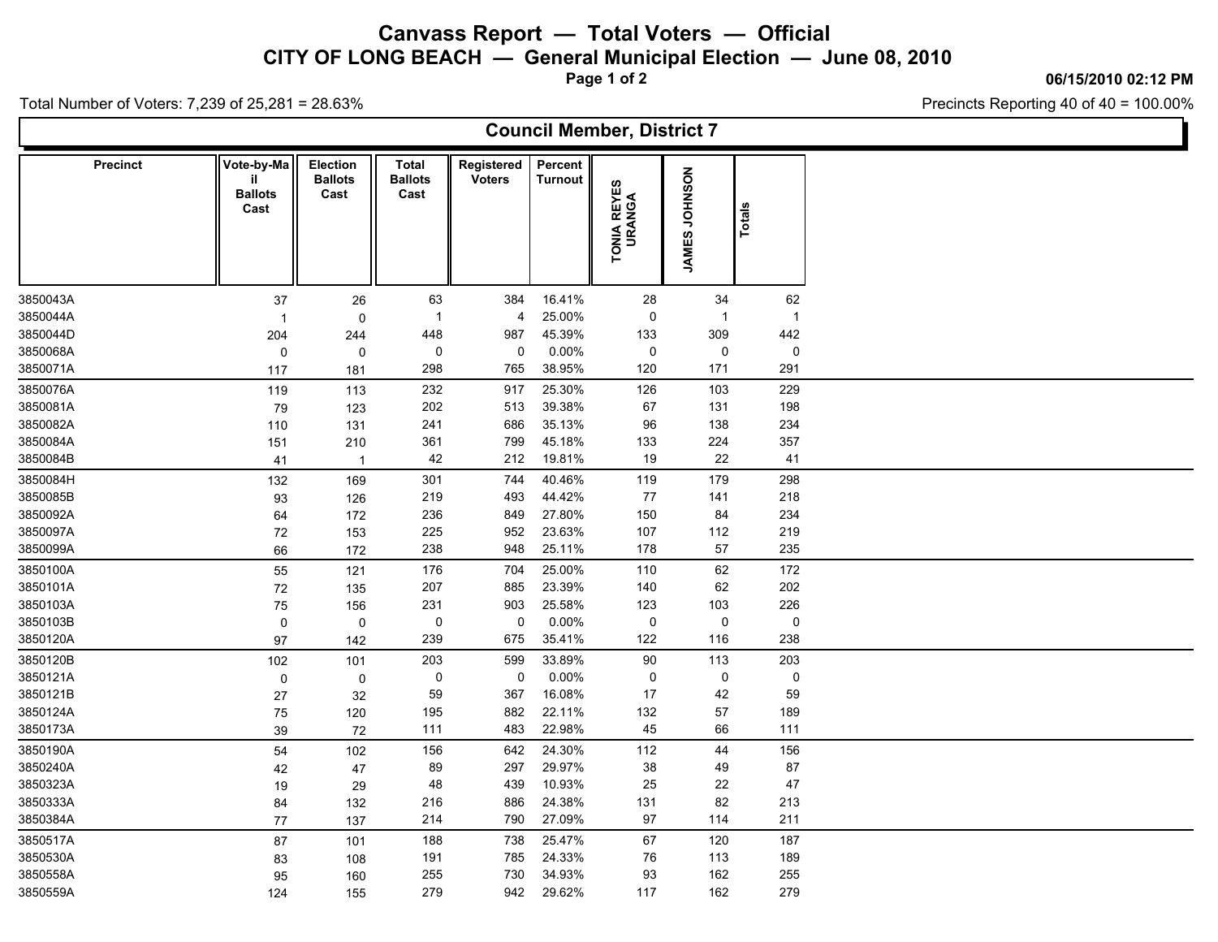# Canvass Report — Total Voters — Official

## CITY OF LONG BEACH — General Municipal Election — June 08, 2010

06/15/2010 02:12 PM

Total Number of Voters: 7,239 of 25,281 = 28.63%

Precincts Reporting 40 of 40 = 100.00%

### Council Member, District 7

| Precinct | Vote-by-Mail Ballots Cast | Election Ballots Cast | Total Ballots Cast | Registered Voters | Percent Turnout | TONIA REYES URANGA | JAMES JOHNSON | Totals |
|---|---|---|---|---|---|---|---|---|
| 3850043A | 37 | 26 | 63 | 384 | 16.41% | 28 | 34 | 62 |
| 3850044A | 1 | 0 | 1 | 4 | 25.00% | 0 | 1 | 1 |
| 3850044D | 204 | 244 | 448 | 987 | 45.39% | 133 | 309 | 442 |
| 3850068A | 0 | 0 | 0 | 0 | 0.00% | 0 | 0 | 0 |
| 3850071A | 117 | 181 | 298 | 765 | 38.95% | 120 | 171 | 291 |
| 3850076A | 119 | 113 | 232 | 917 | 25.30% | 126 | 103 | 229 |
| 3850081A | 79 | 123 | 202 | 513 | 39.38% | 67 | 131 | 198 |
| 3850082A | 110 | 131 | 241 | 686 | 35.13% | 96 | 138 | 234 |
| 3850084A | 151 | 210 | 361 | 799 | 45.18% | 133 | 224 | 357 |
| 3850084B | 41 | 1 | 42 | 212 | 19.81% | 19 | 22 | 41 |
| 3850084H | 132 | 169 | 301 | 744 | 40.46% | 119 | 179 | 298 |
| 3850085B | 93 | 126 | 219 | 493 | 44.42% | 77 | 141 | 218 |
| 3850092A | 64 | 172 | 236 | 849 | 27.80% | 150 | 84 | 234 |
| 3850097A | 72 | 153 | 225 | 952 | 23.63% | 107 | 112 | 219 |
| 3850099A | 66 | 172 | 238 | 948 | 25.11% | 178 | 57 | 235 |
| 3850100A | 55 | 121 | 176 | 704 | 25.00% | 110 | 62 | 172 |
| 3850101A | 72 | 135 | 207 | 885 | 23.39% | 140 | 62 | 202 |
| 3850103A | 75 | 156 | 231 | 903 | 25.58% | 123 | 103 | 226 |
| 3850103B | 0 | 0 | 0 | 0 | 0.00% | 0 | 0 | 0 |
| 3850120A | 97 | 142 | 239 | 675 | 35.41% | 122 | 116 | 238 |
| 3850120B | 102 | 101 | 203 | 599 | 33.89% | 90 | 113 | 203 |
| 3850121A | 0 | 0 | 0 | 0 | 0.00% | 0 | 0 | 0 |
| 3850121B | 27 | 32 | 59 | 367 | 16.08% | 17 | 42 | 59 |
| 3850124A | 75 | 120 | 195 | 882 | 22.11% | 132 | 57 | 189 |
| 3850173A | 39 | 72 | 111 | 483 | 22.98% | 45 | 66 | 111 |
| 3850190A | 54 | 102 | 156 | 642 | 24.30% | 112 | 44 | 156 |
| 3850240A | 42 | 47 | 89 | 297 | 29.97% | 38 | 49 | 87 |
| 3850323A | 19 | 29 | 48 | 439 | 10.93% | 25 | 22 | 47 |
| 3850333A | 84 | 132 | 216 | 886 | 24.38% | 131 | 82 | 213 |
| 3850384A | 77 | 137 | 214 | 790 | 27.09% | 97 | 114 | 211 |
| 3850517A | 87 | 101 | 188 | 738 | 25.47% | 67 | 120 | 187 |
| 3850530A | 83 | 108 | 191 | 785 | 24.33% | 76 | 113 | 189 |
| 3850558A | 95 | 160 | 255 | 730 | 34.93% | 93 | 162 | 255 |
| 3850559A | 124 | 155 | 279 | 942 | 29.62% | 117 | 162 | 279 |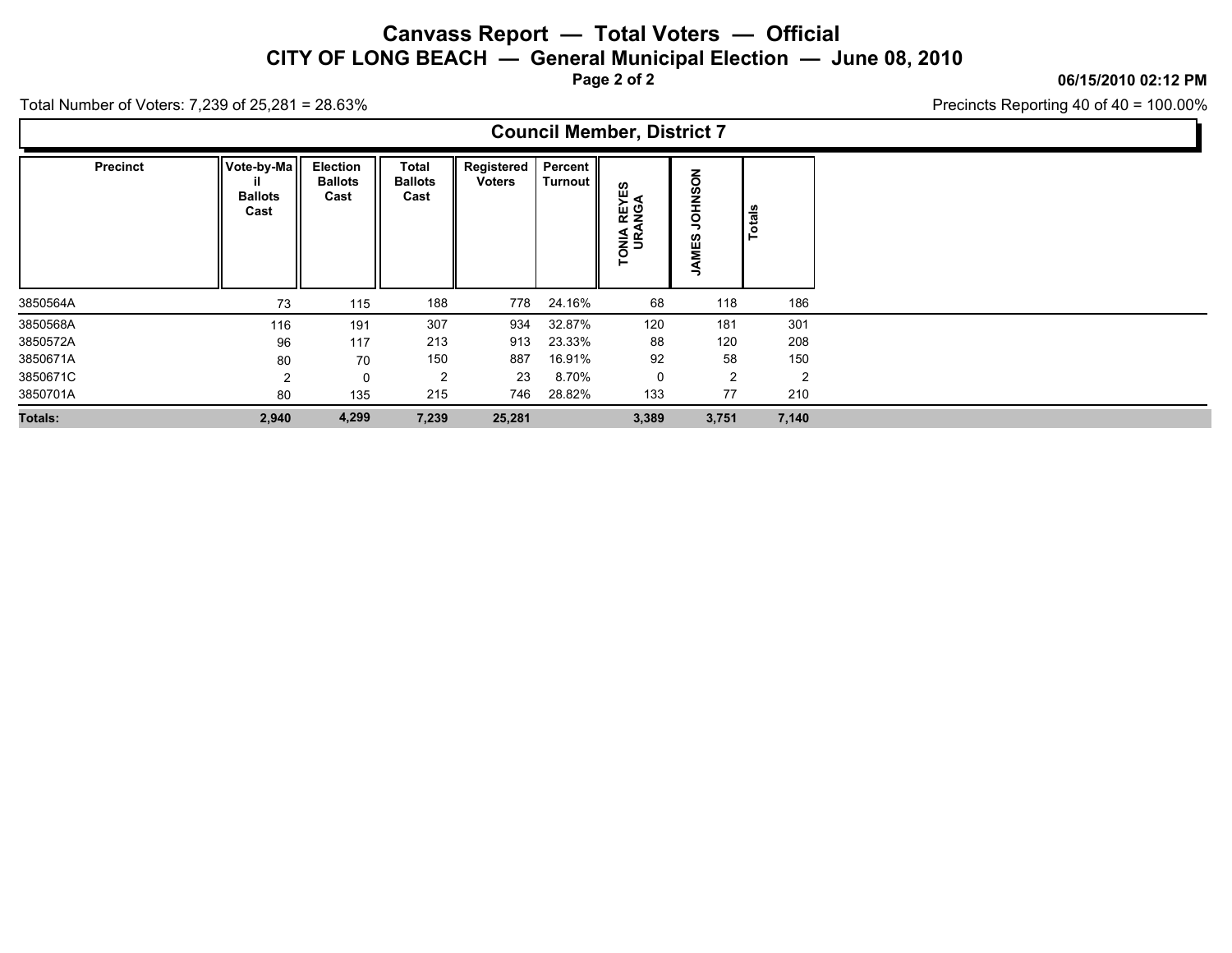# Canvass Report — Total Voters — Official

## CITY OF LONG BEACH — General Municipal Election — June 08, 2010

06/15/2010 02:12 PM

Total Number of Voters: 7,239 of 25,281 = 28.63%

Precincts Reporting 40 of 40 = 100.00%

### Council Member, District 7

| Precinct | Vote-by-Mail Ballots Cast | Election Ballots Cast | Total Ballots Cast | Registered Voters | Percent Turnout | TONIA REYES URANGA | JAMES JOHNSON | Totals |
|---|---|---|---|---|---|---|---|---|
| 3850564A | 73 | 115 | 188 | 778 | 24.16% | 68 | 118 | 186 |
| 3850568A | 116 | 191 | 307 | 934 | 32.87% | 120 | 181 | 301 |
| 3850572A | 96 | 117 | 213 | 913 | 23.33% | 88 | 120 | 208 |
| 3850671A | 80 | 70 | 150 | 887 | 16.91% | 92 | 58 | 150 |
| 3850671C | 2 | 0 | 2 | 23 | 8.70% | 0 | 2 | 2 |
| 3850701A | 80 | 135 | 215 | 746 | 28.82% | 133 | 77 | 210 |
| **Totals:** | **2,940** | **4,299** | **7,239** | **25,281** | | **3,389** | **3,751** | **7,140** |